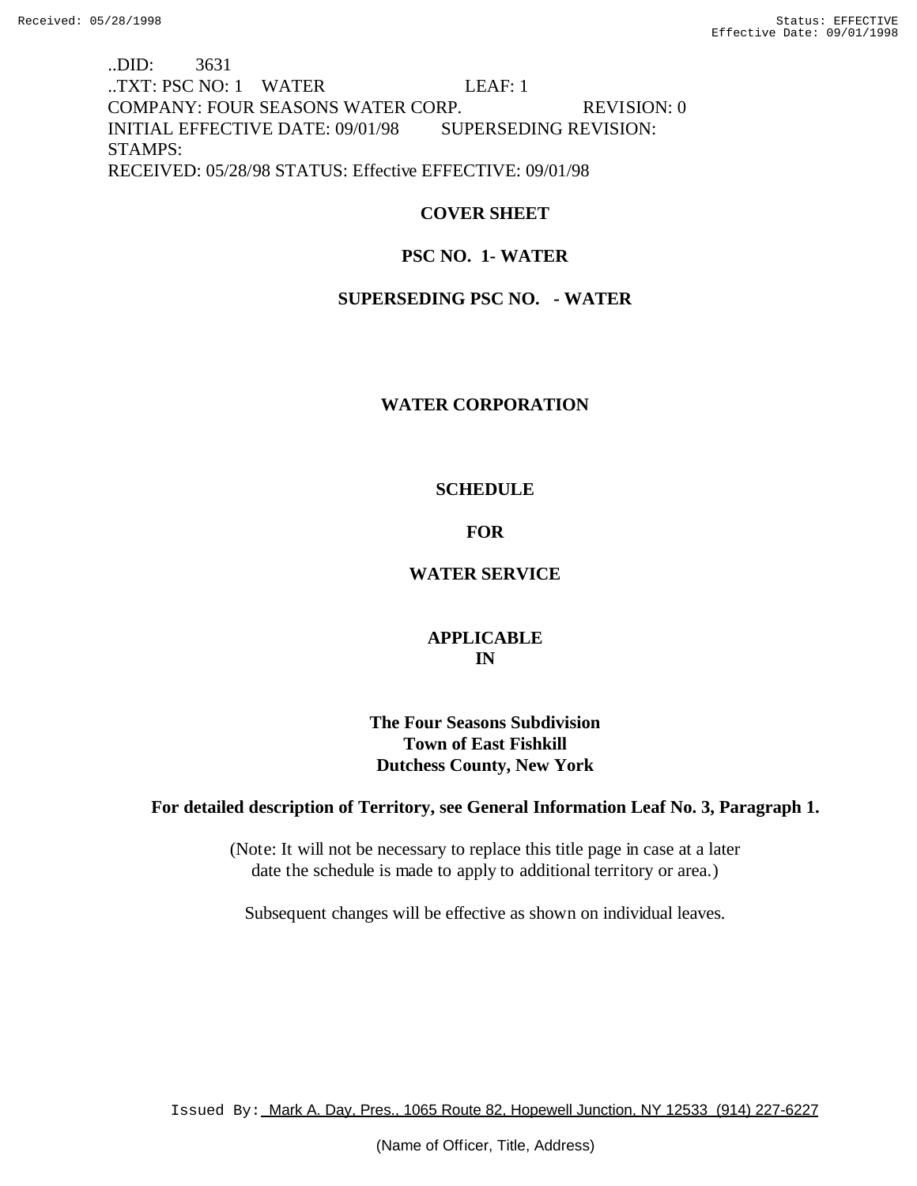..DID: 3631
..TXT: PSC NO: 1 WATER LEAF: 1
COMPANY: FOUR SEASONS WATER CORP. REVISION: 0
INITIAL EFFECTIVE DATE: 09/01/98 SUPERSEDING REVISION:
STAMPS:
RECEIVED: 05/28/98 STATUS: Effective EFFECTIVE: 09/01/98

**COVER SHEET**

**PSC NO. 1- WATER**

**SUPERSEDING PSC NO. - WATER**

**WATER CORPORATION**

**SCHEDULE**

**FOR**

**WATER SERVICE**

**APPLICABLE**
**IN**

**The Four Seasons Subdivision**
**Town of East Fishkill**
**Dutchess County, New York**

**For detailed description of Territory, see General Information Leaf No. 3, Paragraph 1.**

(Note: It will not be necessary to replace this title page in case at a later date the schedule is made to apply to additional territory or area.)

Subsequent changes will be effective as shown on individual leaves.

Issued By: Mark A. Day, Pres., 1065 Route 82, Hopewell Junction, NY 12533 (914) 227-6227

(Name of Officer, Title, Address)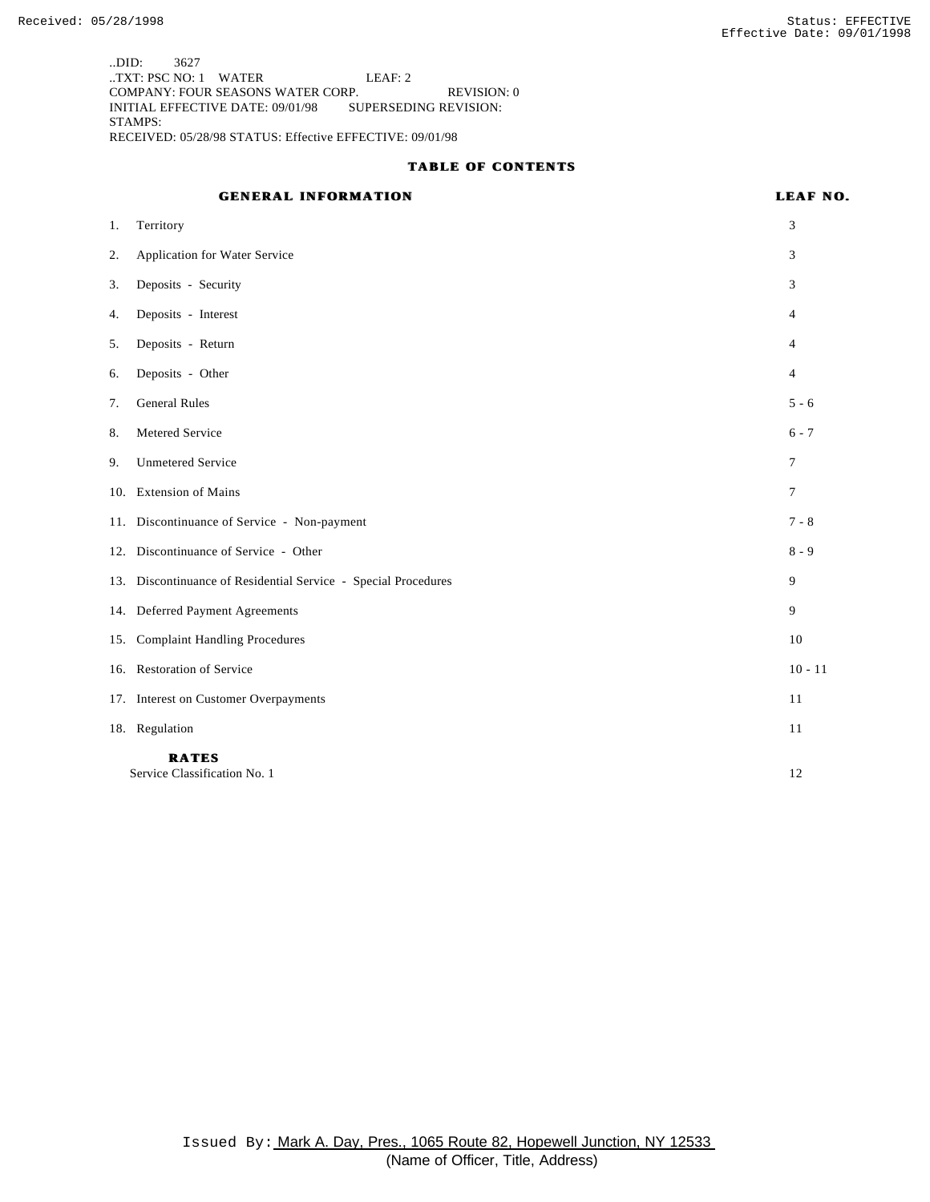..DID: 3627
..TXT: PSC NO: 1 WATER LEAF: 2
COMPANY: FOUR SEASONS WATER CORP. REVISION: 0
INITIAL EFFECTIVE DATE: 09/01/98 SUPERSEDING REVISION:
STAMPS:
RECEIVED: 05/28/98 STATUS: Effective EFFECTIVE: 09/01/98

## TABLE OF CONTENTS

| GENERAL INFORMATION | LEAF NO. |
|---|---|
| 1. Territory | 3 |
| 2. Application for Water Service | 3 |
| 3. Deposits - Security | 3 |
| 4. Deposits - Interest | 4 |
| 5. Deposits - Return | 4 |
| 6. Deposits - Other | 4 |
| 7. General Rules | 5 - 6 |
| 8. Metered Service | 6 - 7 |
| 9. Unmetered Service | 7 |
| 10. Extension of Mains | 7 |
| 11. Discontinuance of Service - Non-payment | 7 - 8 |
| 12. Discontinuance of Service - Other | 8 - 9 |
| 13. Discontinuance of Residential Service - Special Procedures | 9 |
| 14. Deferred Payment Agreements | 9 |
| 15. Complaint Handling Procedures | 10 |
| 16. Restoration of Service | 10 - 11 |
| 17. Interest on Customer Overpayments | 11 |
| 18. Regulation | 11 |
| **RATES** | |
| Service Classification No. 1 | 12 |

Issued By: Mark A. Day, Pres., 1065 Route 82, Hopewell Junction, NY 12533
(Name of Officer, Title, Address)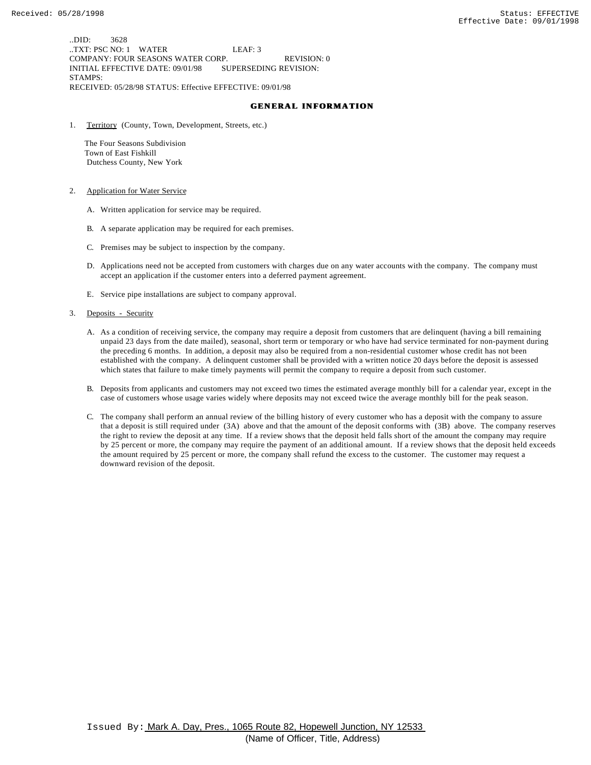..DID: 3628
..TXT: PSC NO: 1 WATER LEAF: 3
COMPANY: FOUR SEASONS WATER CORP. REVISION: 0
INITIAL EFFECTIVE DATE: 09/01/98 SUPERSEDING REVISION:
STAMPS:
RECEIVED: 05/28/98 STATUS: Effective EFFECTIVE: 09/01/98

## GENERAL INFORMATION

1. Territory (County, Town, Development, Streets, etc.)

   The Four Seasons Subdivision
   Town of East Fishkill
   Dutchess County, New York

2. Application for Water Service

   A. Written application for service may be required.

   B. A separate application may be required for each premises.

   C. Premises may be subject to inspection by the company.

   D. Applications need not be accepted from customers with charges due on any water accounts with the company. The company must accept an application if the customer enters into a deferred payment agreement.

   E. Service pipe installations are subject to company approval.

3. Deposits - Security

   A. As a condition of receiving service, the company may require a deposit from customers that are delinquent (having a bill remaining unpaid 23 days from the date mailed), seasonal, short term or temporary or who have had service terminated for non-payment during the preceding 6 months. In addition, a deposit may also be required from a non-residential customer whose credit has not been established with the company. A delinquent customer shall be provided with a written notice 20 days before the deposit is assessed which states that failure to make timely payments will permit the company to require a deposit from such customer.

   B. Deposits from applicants and customers may not exceed two times the estimated average monthly bill for a calendar year, except in the case of customers whose usage varies widely where deposits may not exceed twice the average monthly bill for the peak season.

   C. The company shall perform an annual review of the billing history of every customer who has a deposit with the company to assure that a deposit is still required under (3A) above and that the amount of the deposit conforms with (3B) above. The company reserves the right to review the deposit at any time. If a review shows that the deposit held falls short of the amount the company may require by 25 percent or more, the company may require the payment of an additional amount. If a review shows that the deposit held exceeds the amount required by 25 percent or more, the company shall refund the excess to the customer. The customer may request a downward revision of the deposit.

Issued By: Mark A. Day, Pres., 1065 Route 82, Hopewell Junction, NY 12533
(Name of Officer, Title, Address)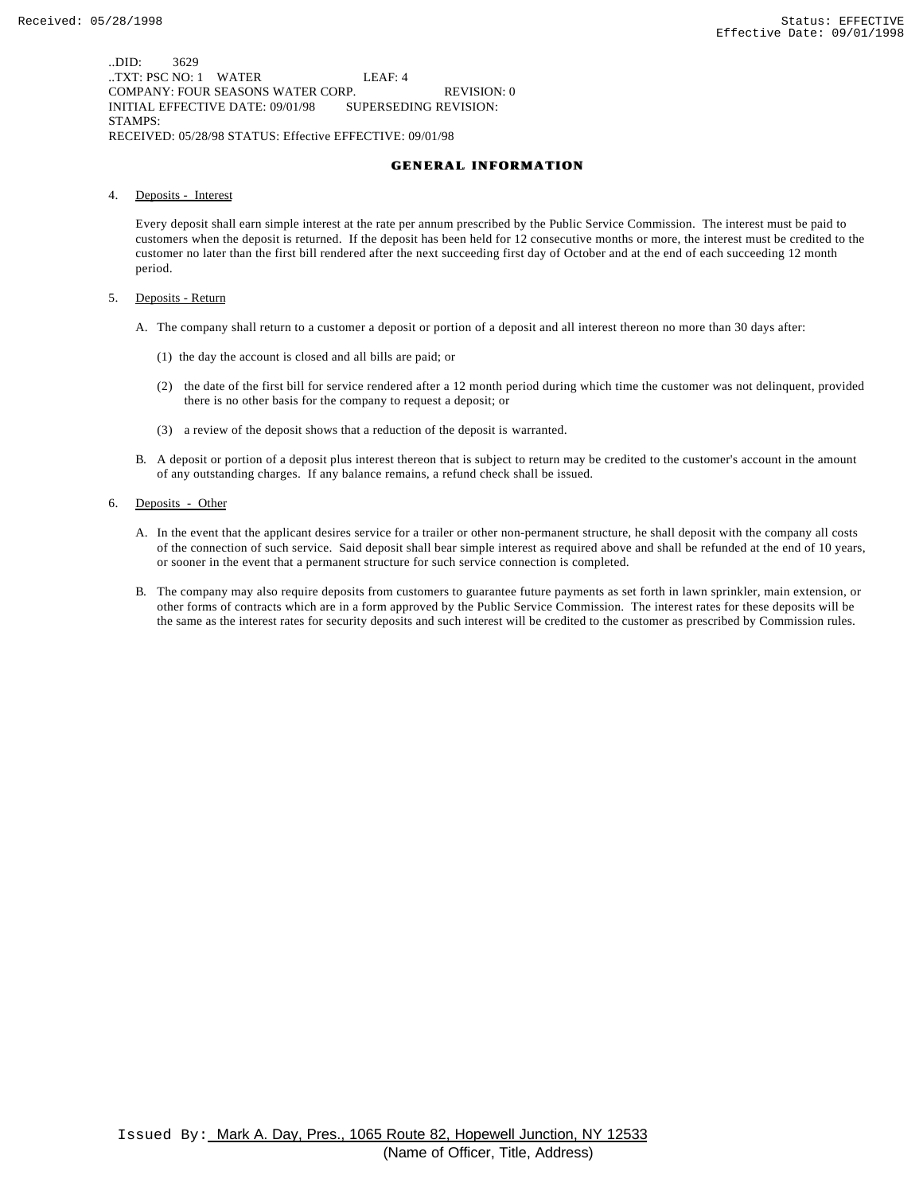..DID: 3629
..TXT: PSC NO: 1 WATER LEAF: 4
COMPANY: FOUR SEASONS WATER CORP. REVISION: 0
INITIAL EFFECTIVE DATE: 09/01/98 SUPERSEDING REVISION:
STAMPS:
RECEIVED: 05/28/98 STATUS: Effective EFFECTIVE: 09/01/98

## GENERAL INFORMATION

4. Deposits - Interest

   Every deposit shall earn simple interest at the rate per annum prescribed by the Public Service Commission. The interest must be paid to customers when the deposit is returned. If the deposit has been held for 12 consecutive months or more, the interest must be credited to the customer no later than the first bill rendered after the next succeeding first day of October and at the end of each succeeding 12 month period.

5. Deposits - Return

   A. The company shall return to a customer a deposit or portion of a deposit and all interest thereon no more than 30 days after:

      (1) the day the account is closed and all bills are paid; or

      (2) the date of the first bill for service rendered after a 12 month period during which time the customer was not delinquent, provided there is no other basis for the company to request a deposit; or

      (3) a review of the deposit shows that a reduction of the deposit is warranted.

   B. A deposit or portion of a deposit plus interest thereon that is subject to return may be credited to the customer's account in the amount of any outstanding charges. If any balance remains, a refund check shall be issued.

6. Deposits - Other

   A. In the event that the applicant desires service for a trailer or other non-permanent structure, he shall deposit with the company all costs of the connection of such service. Said deposit shall bear simple interest as required above and shall be refunded at the end of 10 years, or sooner in the event that a permanent structure for such service connection is completed.

   B. The company may also require deposits from customers to guarantee future payments as set forth in lawn sprinkler, main extension, or other forms of contracts which are in a form approved by the Public Service Commission. The interest rates for these deposits will be the same as the interest rates for security deposits and such interest will be credited to the customer as prescribed by Commission rules.

Issued By: Mark A. Day, Pres., 1065 Route 82, Hopewell Junction, NY 12533
(Name of Officer, Title, Address)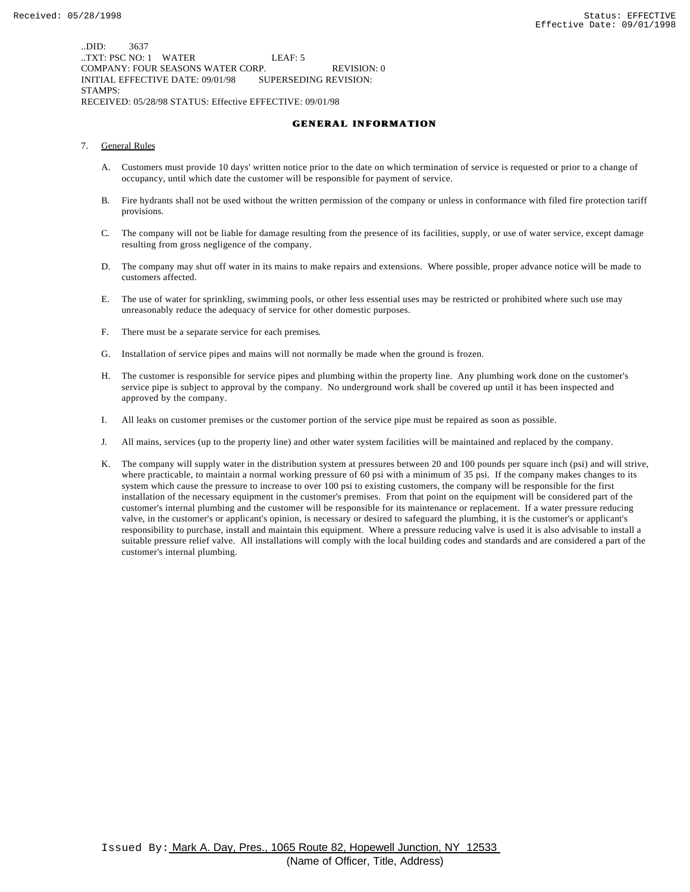..DID: 3637
..TXT: PSC NO: 1 WATER LEAF: 5
COMPANY: FOUR SEASONS WATER CORP. REVISION: 0
INITIAL EFFECTIVE DATE: 09/01/98 SUPERSEDING REVISION:
STAMPS:
RECEIVED: 05/28/98 STATUS: Effective EFFECTIVE: 09/01/98

## GENERAL INFORMATION

7. General Rules

   A. Customers must provide 10 days' written notice prior to the date on which termination of service is requested or prior to a change of occupancy, until which date the customer will be responsible for payment of service.

   B. Fire hydrants shall not be used without the written permission of the company or unless in conformance with filed fire protection tariff provisions.

   C. The company will not be liable for damage resulting from the presence of its facilities, supply, or use of water service, except damage resulting from gross negligence of the company.

   D. The company may shut off water in its mains to make repairs and extensions. Where possible, proper advance notice will be made to customers affected.

   E. The use of water for sprinkling, swimming pools, or other less essential uses may be restricted or prohibited where such use may unreasonably reduce the adequacy of service for other domestic purposes.

   F. There must be a separate service for each premises.

   G. Installation of service pipes and mains will not normally be made when the ground is frozen.

   H. The customer is responsible for service pipes and plumbing within the property line. Any plumbing work done on the customer's service pipe is subject to approval by the company. No underground work shall be covered up until it has been inspected and approved by the company.

   I. All leaks on customer premises or the customer portion of the service pipe must be repaired as soon as possible.

   J. All mains, services (up to the property line) and other water system facilities will be maintained and replaced by the company.

   K. The company will supply water in the distribution system at pressures between 20 and 100 pounds per square inch (psi) and will strive, where practicable, to maintain a normal working pressure of 60 psi with a minimum of 35 psi. If the company makes changes to its system which cause the pressure to increase to over 100 psi to existing customers, the company will be responsible for the first installation of the necessary equipment in the customer's premises. From that point on the equipment will be considered part of the customer's internal plumbing and the customer will be responsible for its maintenance or replacement. If a water pressure reducing valve, in the customer's or applicant's opinion, is necessary or desired to safeguard the plumbing, it is the customer's or applicant's responsibility to purchase, install and maintain this equipment. Where a pressure reducing valve is used it is also advisable to install a suitable pressure relief valve. All installations will comply with the local building codes and standards and are considered a part of the customer's internal plumbing.

Issued By: Mark A. Day, Pres., 1065 Route 82, Hopewell Junction, NY 12533
(Name of Officer, Title, Address)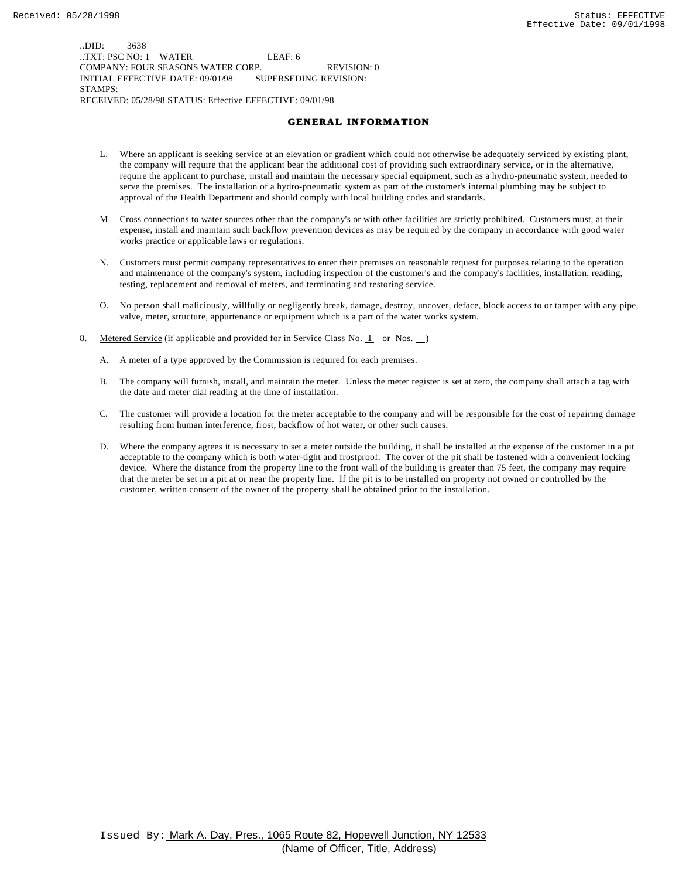..DID: 3638
..TXT: PSC NO: 1 WATER LEAF: 6
COMPANY: FOUR SEASONS WATER CORP. REVISION: 0
INITIAL EFFECTIVE DATE: 09/01/98 SUPERSEDING REVISION:
STAMPS:
RECEIVED: 05/28/98 STATUS: Effective EFFECTIVE: 09/01/98

## GENERAL INFORMATION

L. Where an applicant is seeking service at an elevation or gradient which could not otherwise be adequately serviced by existing plant, the company will require that the applicant bear the additional cost of providing such extraordinary service, or in the alternative, require the applicant to purchase, install and maintain the necessary special equipment, such as a hydro-pneumatic system, needed to serve the premises. The installation of a hydro-pneumatic system as part of the customer's internal plumbing may be subject to approval of the Health Department and should comply with local building codes and standards.

M. Cross connections to water sources other than the company's or with other facilities are strictly prohibited. Customers must, at their expense, install and maintain such backflow prevention devices as may be required by the company in accordance with good water works practice or applicable laws or regulations.

N. Customers must permit company representatives to enter their premises on reasonable request for purposes relating to the operation and maintenance of the company's system, including inspection of the customer's and the company's facilities, installation, reading, testing, replacement and removal of meters, and terminating and restoring service.

O. No person shall maliciously, willfully or negligently break, damage, destroy, uncover, deface, block access to or tamper with any pipe, valve, meter, structure, appurtenance or equipment which is a part of the water works system.

8. Metered Service (if applicable and provided for in Service Class No. 1 or Nos. __)

A. A meter of a type approved by the Commission is required for each premises.

B. The company will furnish, install, and maintain the meter. Unless the meter register is set at zero, the company shall attach a tag with the date and meter dial reading at the time of installation.

C. The customer will provide a location for the meter acceptable to the company and will be responsible for the cost of repairing damage resulting from human interference, frost, backflow of hot water, or other such causes.

D. Where the company agrees it is necessary to set a meter outside the building, it shall be installed at the expense of the customer in a pit acceptable to the company which is both water-tight and frostproof. The cover of the pit shall be fastened with a convenient locking device. Where the distance from the property line to the front wall of the building is greater than 75 feet, the company may require that the meter be set in a pit at or near the property line. If the pit is to be installed on property not owned or controlled by the customer, written consent of the owner of the property shall be obtained prior to the installation.

Issued By: Mark A. Day, Pres., 1065 Route 82, Hopewell Junction, NY 12533
(Name of Officer, Title, Address)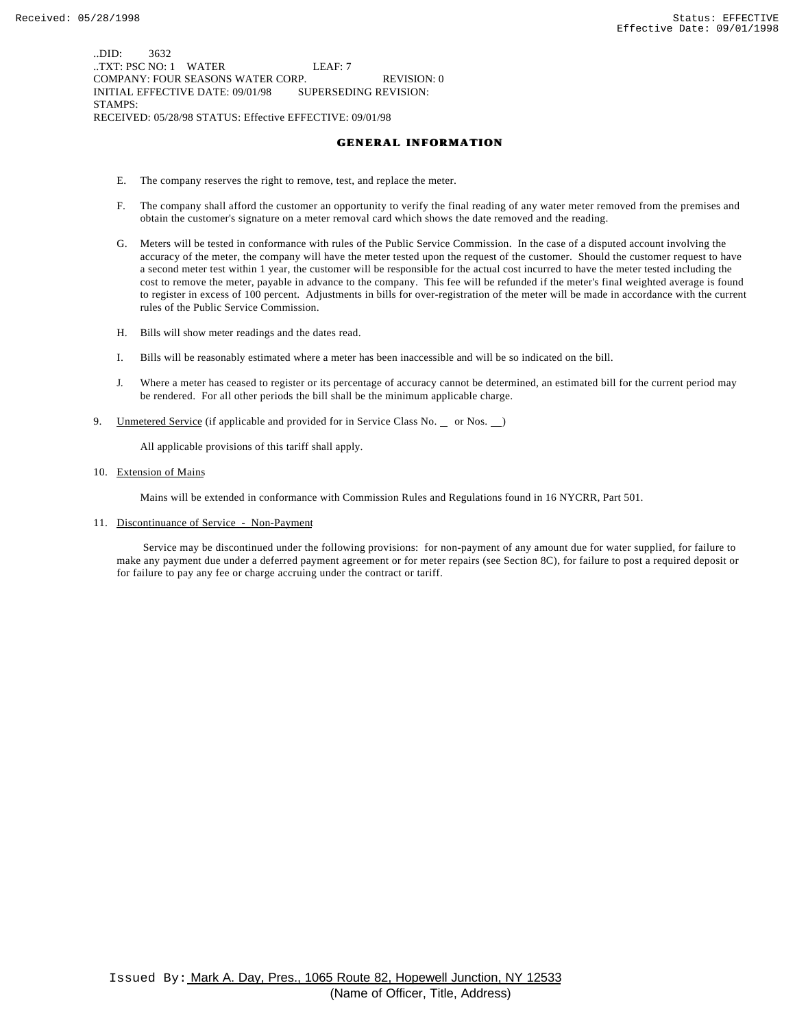..DID: 3632
..TXT: PSC NO: 1 WATER LEAF: 7
COMPANY: FOUR SEASONS WATER CORP. REVISION: 0
INITIAL EFFECTIVE DATE: 09/01/98 SUPERSEDING REVISION:
STAMPS:
RECEIVED: 05/28/98 STATUS: Effective EFFECTIVE: 09/01/98

## GENERAL INFORMATION

E. The company reserves the right to remove, test, and replace the meter.

F. The company shall afford the customer an opportunity to verify the final reading of any water meter removed from the premises and obtain the customer's signature on a meter removal card which shows the date removed and the reading.

G. Meters will be tested in conformance with rules of the Public Service Commission. In the case of a disputed account involving the accuracy of the meter, the company will have the meter tested upon the request of the customer. Should the customer request to have a second meter test within 1 year, the customer will be responsible for the actual cost incurred to have the meter tested including the cost to remove the meter, payable in advance to the company. This fee will be refunded if the meter's final weighted average is found to register in excess of 100 percent. Adjustments in bills for over-registration of the meter will be made in accordance with the current rules of the Public Service Commission.

H. Bills will show meter readings and the dates read.

I. Bills will be reasonably estimated where a meter has been inaccessible and will be so indicated on the bill.

J. Where a meter has ceased to register or its percentage of accuracy cannot be determined, an estimated bill for the current period may be rendered. For all other periods the bill shall be the minimum applicable charge.

9. Unmetered Service (if applicable and provided for in Service Class No. __ or Nos. __)

All applicable provisions of this tariff shall apply.

10. Extension of Mains

Mains will be extended in conformance with Commission Rules and Regulations found in 16 NYCRR, Part 501.

11. Discontinuance of Service - Non-Payment

Service may be discontinued under the following provisions: for non-payment of any amount due for water supplied, for failure to make any payment due under a deferred payment agreement or for meter repairs (see Section 8C), for failure to post a required deposit or for failure to pay any fee or charge accruing under the contract or tariff.

Issued By: Mark A. Day, Pres., 1065 Route 82, Hopewell Junction, NY 12533
(Name of Officer, Title, Address)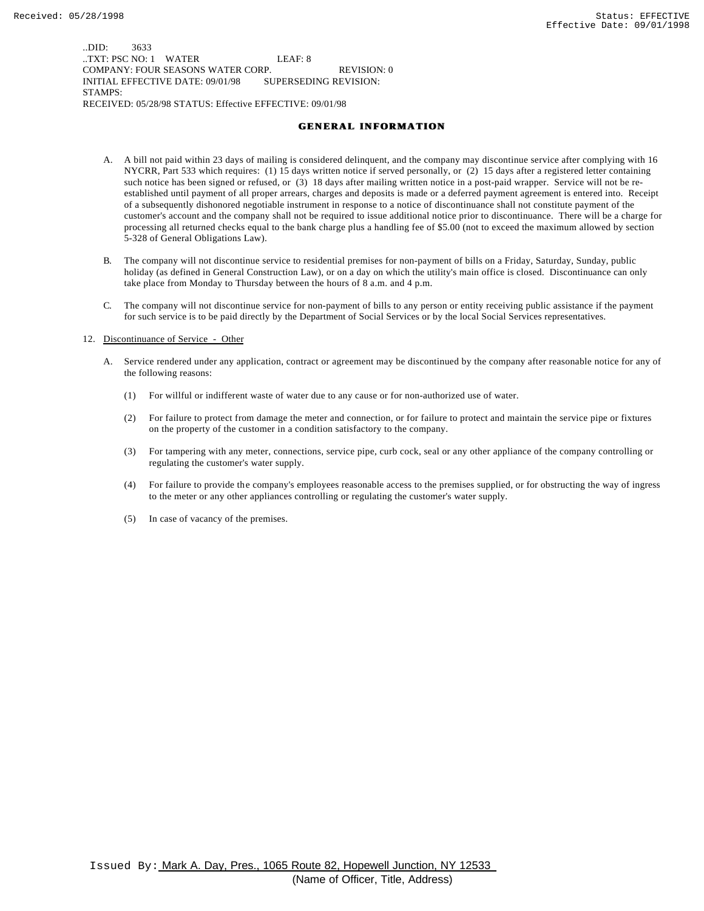..DID: 3633
..TXT: PSC NO: 1 WATER LEAF: 8
COMPANY: FOUR SEASONS WATER CORP. REVISION: 0
INITIAL EFFECTIVE DATE: 09/01/98 SUPERSEDING REVISION:
STAMPS:
RECEIVED: 05/28/98 STATUS: Effective EFFECTIVE: 09/01/98

## GENERAL INFORMATION

A. A bill not paid within 23 days of mailing is considered delinquent, and the company may discontinue service after complying with 16 NYCRR, Part 533 which requires: (1) 15 days written notice if served personally, or (2) 15 days after a registered letter containing such notice has been signed or refused, or (3) 18 days after mailing written notice in a post-paid wrapper. Service will not be re-established until payment of all proper arrears, charges and deposits is made or a deferred payment agreement is entered into. Receipt of a subsequently dishonored negotiable instrument in response to a notice of discontinuance shall not constitute payment of the customer's account and the company shall not be required to issue additional notice prior to discontinuance. There will be a charge for processing all returned checks equal to the bank charge plus a handling fee of $5.00 (not to exceed the maximum allowed by section 5-328 of General Obligations Law).

B. The company will not discontinue service to residential premises for non-payment of bills on a Friday, Saturday, Sunday, public holiday (as defined in General Construction Law), or on a day on which the utility's main office is closed. Discontinuance can only take place from Monday to Thursday between the hours of 8 a.m. and 4 p.m.

C. The company will not discontinue service for non-payment of bills to any person or entity receiving public assistance if the payment for such service is to be paid directly by the Department of Social Services or by the local Social Services representatives.

12. Discontinuance of Service - Other

A. Service rendered under any application, contract or agreement may be discontinued by the company after reasonable notice for any of the following reasons:

(1) For willful or indifferent waste of water due to any cause or for non-authorized use of water.

(2) For failure to protect from damage the meter and connection, or for failure to protect and maintain the service pipe or fixtures on the property of the customer in a condition satisfactory to the company.

(3) For tampering with any meter, connections, service pipe, curb cock, seal or any other appliance of the company controlling or regulating the customer's water supply.

(4) For failure to provide the company's employees reasonable access to the premises supplied, or for obstructing the way of ingress to the meter or any other appliances controlling or regulating the customer's water supply.

(5) In case of vacancy of the premises.

Issued By: Mark A. Day, Pres., 1065 Route 82, Hopewell Junction, NY 12533
(Name of Officer, Title, Address)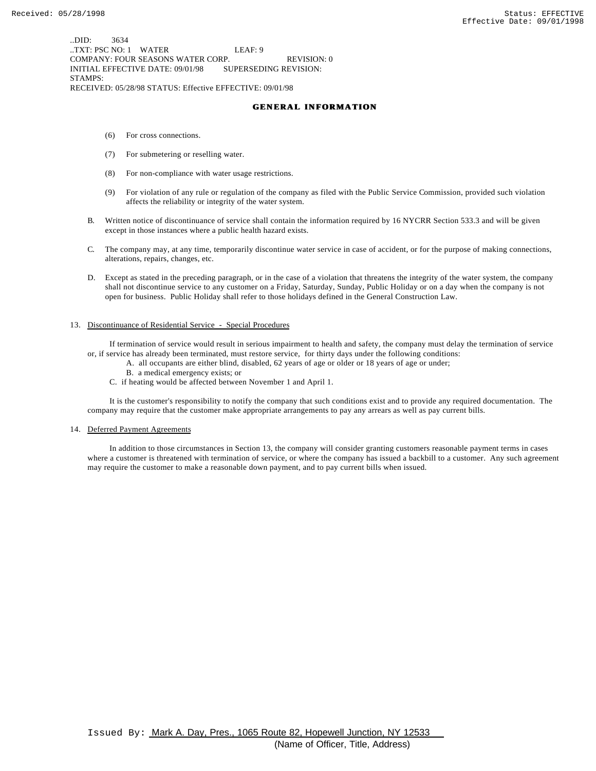..DID: 3634
..TXT: PSC NO: 1 WATER LEAF: 9
COMPANY: FOUR SEASONS WATER CORP. REVISION: 0
INITIAL EFFECTIVE DATE: 09/01/98 SUPERSEDING REVISION:
STAMPS:
RECEIVED: 05/28/98 STATUS: Effective EFFECTIVE: 09/01/98

## GENERAL INFORMATION

(6) For cross connections.

(7) For submetering or reselling water.

(8) For non-compliance with water usage restrictions.

(9) For violation of any rule or regulation of the company as filed with the Public Service Commission, provided such violation affects the reliability or integrity of the water system.

B. Written notice of discontinuance of service shall contain the information required by 16 NYCRR Section 533.3 and will be given except in those instances where a public health hazard exists.

C. The company may, at any time, temporarily discontinue water service in case of accident, or for the purpose of making connections, alterations, repairs, changes, etc.

D. Except as stated in the preceding paragraph, or in the case of a violation that threatens the integrity of the water system, the company shall not discontinue service to any customer on a Friday, Saturday, Sunday, Public Holiday or on a day when the company is not open for business. Public Holiday shall refer to those holidays defined in the General Construction Law.

13. Discontinuance of Residential Service - Special Procedures

If termination of service would result in serious impairment to health and safety, the company must delay the termination of service or, if service has already been terminated, must restore service, for thirty days under the following conditions:

A. all occupants are either blind, disabled, 62 years of age or older or 18 years of age or under;
B. a medical emergency exists; or
C. if heating would be affected between November 1 and April 1.

It is the customer's responsibility to notify the company that such conditions exist and to provide any required documentation. The company may require that the customer make appropriate arrangements to pay any arrears as well as pay current bills.

14. Deferred Payment Agreements

In addition to those circumstances in Section 13, the company will consider granting customers reasonable payment terms in cases where a customer is threatened with termination of service, or where the company has issued a backbill to a customer. Any such agreement may require the customer to make a reasonable down payment, and to pay current bills when issued.

Issued By: Mark A. Day, Pres., 1065 Route 82, Hopewell Junction, NY 12533
(Name of Officer, Title, Address)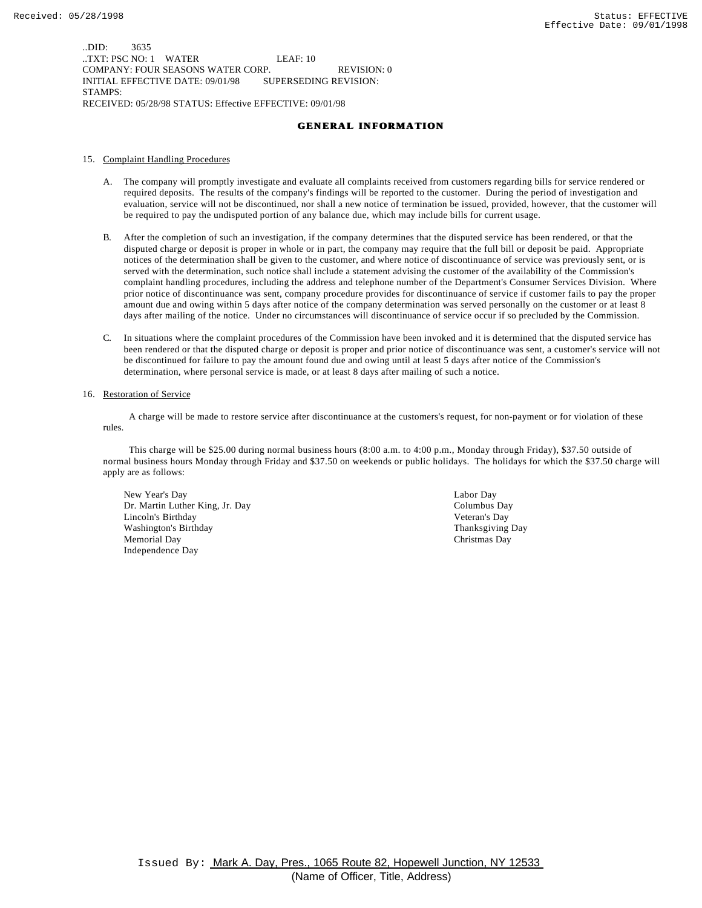..DID: 3635
..TXT: PSC NO: 1 WATER LEAF: 10
COMPANY: FOUR SEASONS WATER CORP. REVISION: 0
INITIAL EFFECTIVE DATE: 09/01/98 SUPERSEDING REVISION:
STAMPS:
RECEIVED: 05/28/98 STATUS: Effective EFFECTIVE: 09/01/98

## GENERAL INFORMATION

15. Complaint Handling Procedures

A. The company will promptly investigate and evaluate all complaints received from customers regarding bills for service rendered or required deposits. The results of the company's findings will be reported to the customer. During the period of investigation and evaluation, service will not be discontinued, nor shall a new notice of termination be issued, provided, however, that the customer will be required to pay the undisputed portion of any balance due, which may include bills for current usage.

B. After the completion of such an investigation, if the company determines that the disputed service has been rendered, or that the disputed charge or deposit is proper in whole or in part, the company may require that the full bill or deposit be paid. Appropriate notices of the determination shall be given to the customer, and where notice of discontinuance of service was previously sent, or is served with the determination, such notice shall include a statement advising the customer of the availability of the Commission's complaint handling procedures, including the address and telephone number of the Department's Consumer Services Division. Where prior notice of discontinuance was sent, company procedure provides for discontinuance of service if customer fails to pay the proper amount due and owing within 5 days after notice of the company determination was served personally on the customer or at least 8 days after mailing of the notice. Under no circumstances will discontinuance of service occur if so precluded by the Commission.

C. In situations where the complaint procedures of the Commission have been invoked and it is determined that the disputed service has been rendered or that the disputed charge or deposit is proper and prior notice of discontinuance was sent, a customer's service will not be discontinued for failure to pay the amount found due and owing until at least 5 days after notice of the Commission's determination, where personal service is made, or at least 8 days after mailing of such a notice.

16. Restoration of Service

A charge will be made to restore service after discontinuance at the customers's request, for non-payment or for violation of these rules.

This charge will be $25.00 during normal business hours (8:00 a.m. to 4:00 p.m., Monday through Friday), $37.50 outside of normal business hours Monday through Friday and $37.50 on weekends or public holidays. The holidays for which the $37.50 charge will apply are as follows:

New Year's Day
Dr. Martin Luther King, Jr. Day
Lincoln's Birthday
Washington's Birthday
Memorial Day
Independence Day
Labor Day
Columbus Day
Veteran's Day
Thanksgiving Day
Christmas Day

Issued By: Mark A. Day, Pres., 1065 Route 82, Hopewell Junction, NY 12533
(Name of Officer, Title, Address)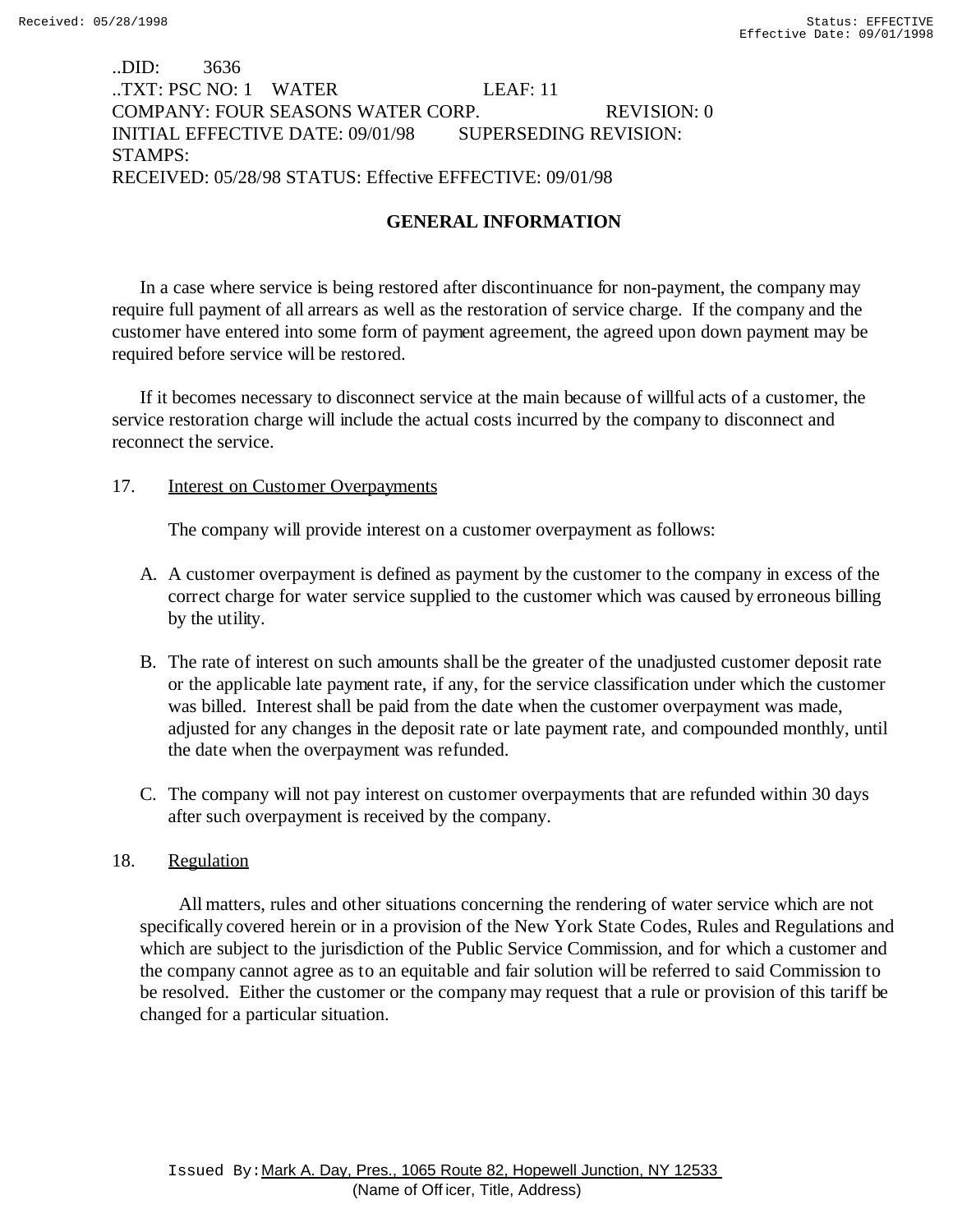..DID: 3636
..TXT: PSC NO: 1 WATER LEAF: 11
COMPANY: FOUR SEASONS WATER CORP. REVISION: 0
INITIAL EFFECTIVE DATE: 09/01/98 SUPERSEDING REVISION:
STAMPS:
RECEIVED: 05/28/98 STATUS: Effective EFFECTIVE: 09/01/98

## GENERAL INFORMATION

In a case where service is being restored after discontinuance for non-payment, the company may require full payment of all arrears as well as the restoration of service charge. If the company and the customer have entered into some form of payment agreement, the agreed upon down payment may be required before service will be restored.

If it becomes necessary to disconnect service at the main because of willful acts of a customer, the service restoration charge will include the actual costs incurred by the company to disconnect and reconnect the service.

17. Interest on Customer Overpayments

The company will provide interest on a customer overpayment as follows:

A. A customer overpayment is defined as payment by the customer to the company in excess of the correct charge for water service supplied to the customer which was caused by erroneous billing by the utility.

B. The rate of interest on such amounts shall be the greater of the unadjusted customer deposit rate or the applicable late payment rate, if any, for the service classification under which the customer was billed. Interest shall be paid from the date when the customer overpayment was made, adjusted for any changes in the deposit rate or late payment rate, and compounded monthly, until the date when the overpayment was refunded.

C. The company will not pay interest on customer overpayments that are refunded within 30 days after such overpayment is received by the company.

18. Regulation

All matters, rules and other situations concerning the rendering of water service which are not specifically covered herein or in a provision of the New York State Codes, Rules and Regulations and which are subject to the jurisdiction of the Public Service Commission, and for which a customer and the company cannot agree as to an equitable and fair solution will be referred to said Commission to be resolved. Either the customer or the company may request that a rule or provision of this tariff be changed for a particular situation.

Issued By: Mark A. Day, Pres., 1065 Route 82, Hopewell Junction, NY 12533
(Name of Officer, Title, Address)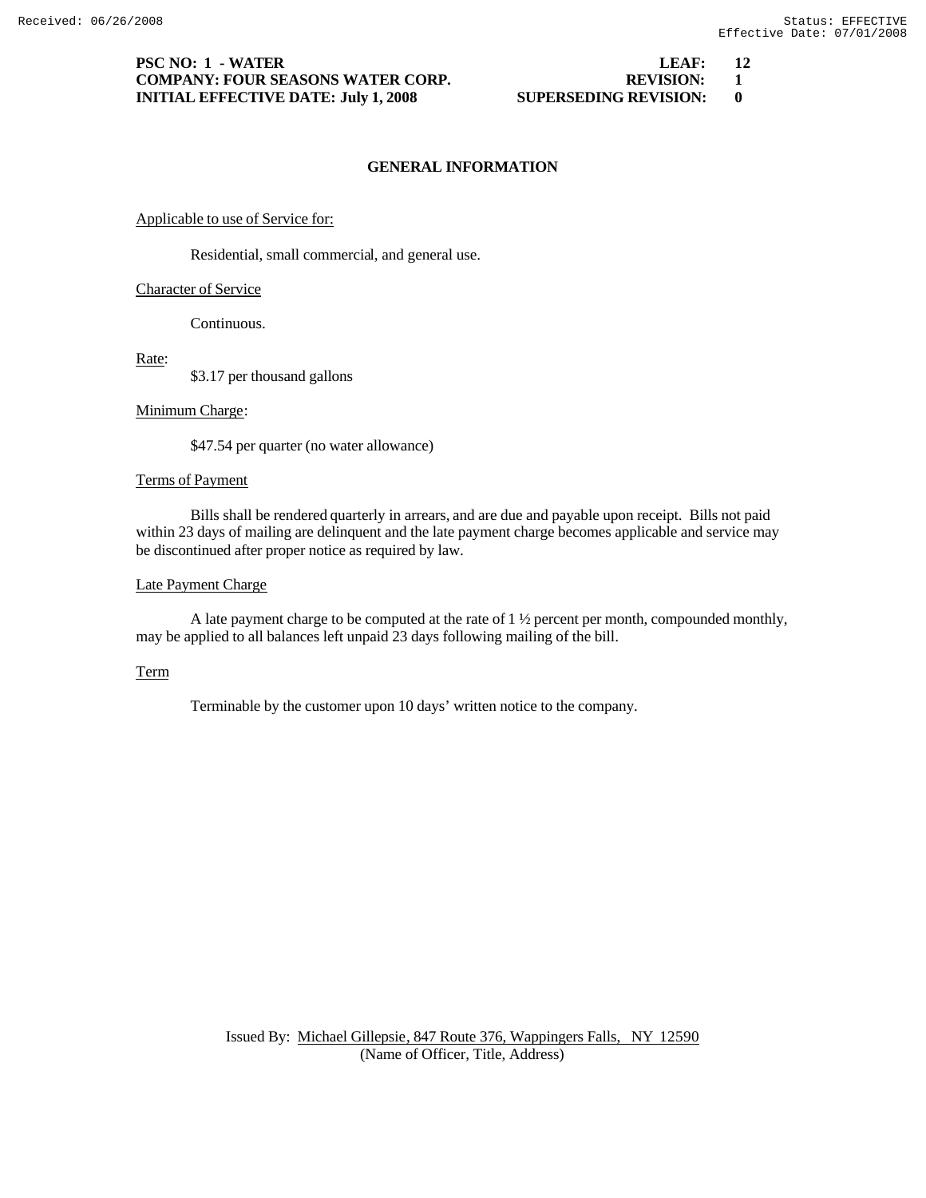**PSC NO: 1 - WATER** **LEAF: 12**
**COMPANY: FOUR SEASONS WATER CORP.** **REVISION: 1**
**INITIAL EFFECTIVE DATE: July 1, 2008** **SUPERSEDING REVISION: 0**

## GENERAL INFORMATION

Applicable to use of Service for:

Residential, small commercial, and general use.

Character of Service

Continuous.

Rate:

$3.17 per thousand gallons

Minimum Charge:

$47.54 per quarter (no water allowance)

Terms of Payment

Bills shall be rendered quarterly in arrears, and are due and payable upon receipt. Bills not paid within 23 days of mailing are delinquent and the late payment charge becomes applicable and service may be discontinued after proper notice as required by law.

Late Payment Charge

A late payment charge to be computed at the rate of 1 ½ percent per month, compounded monthly, may be applied to all balances left unpaid 23 days following mailing of the bill.

Term

Terminable by the customer upon 10 days' written notice to the company.

Issued By: Michael Gillepsie, 847 Route 376, Wappingers Falls, NY 12590
(Name of Officer, Title, Address)